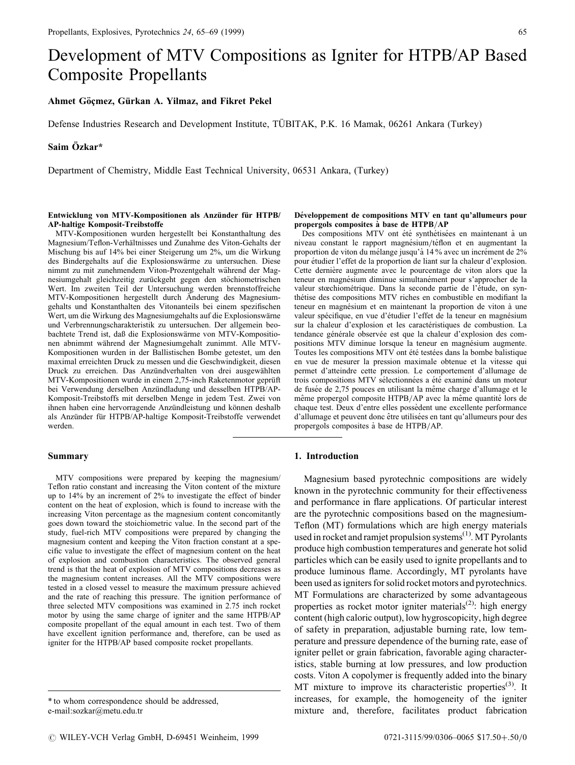# Development of MTV Compositions as Igniter for HTPB/AP Based Composite Propellants

**Ahmet Göçmez, Gürkan A. Yilmaz, and Fikret Pekel**

Defense Industries Research and Development Institute, TÜBITAK, P.K. 16 Mamak, 06261 Ankara (Turkey)

**Saim Özkar***

Department of Chemistry, Middle East Technical University, 06531 Ankara, (Turkey)

**Entwicklung von MTV-Kompositionen als Anzünder für HTPB/AP-haltige Komposit-Treibstoffe**

MTV-Kompositionen wurden hergestellt bei Konstanthaltung des Magnesium/Teflon-Verhältnisses und Zunahme des Viton-Gehalts der Mischung bis auf 14% bei einer Steigerung um 2%, um die Wirkung des Bindergehalts auf die Explosionswärme zu untersuchen. Diese nimmt zu mit zunehmendem Viton-Prozentgehalt während der Magnesiumgehalt gleichzeitig zurückgeht gegen den stöchiometrischen Wert. Im zweiten Teil der Untersuchung werden brennstoffreiche MTV-Kompositionen hergestellt durch Änderung des Magnesiumgehalts und Konstanthalten des Vitonanteils bei einem spezifischen Wert, um die Wirkung des Magnesiumgehalts auf die Explosionswärme und Verbrennungscharakteristik zu untersuchen. Der allgemein beobachtete Trend ist, daß die Explosionswärme von MTV-Kompositionen abnimmt während der Magnesiumgehalt zunimmt. Alle MTV-Kompositionen wurden in der Ballistischen Bombe getestet, um den maximal erreichten Druck zu messen und die Geschwindigkeit, diesen Druck zu erreichen. Das Anzündverhalten von drei ausgewählten MTV-Kompositionen wurde in einem 2,75-inch Raketenmotor geprüft bei Verwendung derselben Anzündladung und desselben HTPB/AP-Komposit-Treibstoffs mit derselben Menge in jedem Test. Zwei von ihnen haben eine hervorragende Anzündleistung und können deshalb als Anzünder für HTPB/AP-haltige Komposit-Treibstoffe verwendet werden.

**Développement de compositions MTV en tant qu'allumeurs pour propergols composites à base de HTPB/AP**

Des compositions MTV ont été synthétisées en maintenant à un niveau constant le rapport magnésium/téflon et en augmentant la proportion de viton du mélange jusqu'à 14 % avec un incrément de 2% pour étudier l'effet de la proportion de liant sur la chaleur d'explosion. Cette dernière augmente avec le pourcentage de viton alors que la teneur en magnésium diminue simultanément pour s'approcher de la valeur stœchiométrique. Dans la seconde partie de l'étude, on synthétise des compositions MTV riches en combustible en modifiant la teneur en magnésium et en maintenant la proportion de viton à une valeur spécifique, en vue d'étudier l'effet de la teneur en magnésium sur la chaleur d'explosion et les caractéristiques de combustion. La tendance générale observée est que la chaleur d'explosion des compositions MTV diminue lorsque la teneur en magnésium augmente. Toutes les compositions MTV ont été testées dans la bombe balistique en vue de mesurer la pression maximale obtenue et la vitesse qui permet d'atteindre cette pression. Le comportement d'allumage de trois compositions MTV sélectionnées a été examiné dans un moteur de fusée de 2,75 pouces en utilisant la même charge d'allumage et le même propergol composite HTPB/AP avec la même quantité lors de chaque test. Deux d'entre elles possèdent une excellente performance d'allumage et peuvent donc être utilisées en tant qu'allumeurs pour des propergols composites à base de HTPB/AP.

## Summary

MTV compositions were prepared by keeping the magnesium/Teflon ratio constant and increasing the Viton content of the mixture up to 14% by an increment of 2% to investigate the effect of binder content on the heat of explosion, which is found to increase with the increasing Viton percentage as the magnesium content concomitantly goes down toward the stoichiometric value. In the second part of the study, fuel-rich MTV compositions were prepared by changing the magnesium content and keeping the Viton fraction constant at a specific value to investigate the effect of magnesium content on the heat of explosion and combustion characteristics. The observed general trend is that the heat of explosion of MTV compositions decreases as the magnesium content increases. All the MTV compositions were tested in a closed vessel to measure the maximum pressure achieved and the rate of reaching this pressure. The ignition performance of three selected MTV compositions was examined in 2.75 inch rocket motor by using the same charge of igniter and the same HTPB/AP composite propellant of the equal amount in each test. Two of them have excellent ignition performance and, therefore, can be used as igniter for the HTPB/AP based composite rocket propellants.

\* to whom correspondence should be addressed,
e-mail:sozkar@metu.edu.tr

## 1. Introduction

Magnesium based pyrotechnic compositions are widely known in the pyrotechnic community for their effectiveness and performance in flare applications. Of particular interest are the pyrotechnic compositions based on the magnesium-Teflon (MT) formulations which are high energy materials used in rocket and ramjet propulsion systems[1]. MT Pyrolants produce high combustion temperatures and generate hot solid particles which can be easily used to ignite propellants and to produce luminous flame. Accordingly, MT pyrolants have been used as igniters for solid rocket motors and pyrotechnics. MT Formulations are characterized by some advantageous properties as rocket motor igniter materials[2]: high energy content (high caloric output), low hygroscopicity, high degree of safety in preparation, adjustable burning rate, low temperature and pressure dependence of the burning rate, ease of igniter pellet or grain fabrication, favorable aging characteristics, stable burning at low pressures, and low production costs. Viton A copolymer is frequently added into the binary MT mixture to improve its characteristic properties[3]. It increases, for example, the homogeneity of the igniter mixture and, therefore, facilitates product fabrication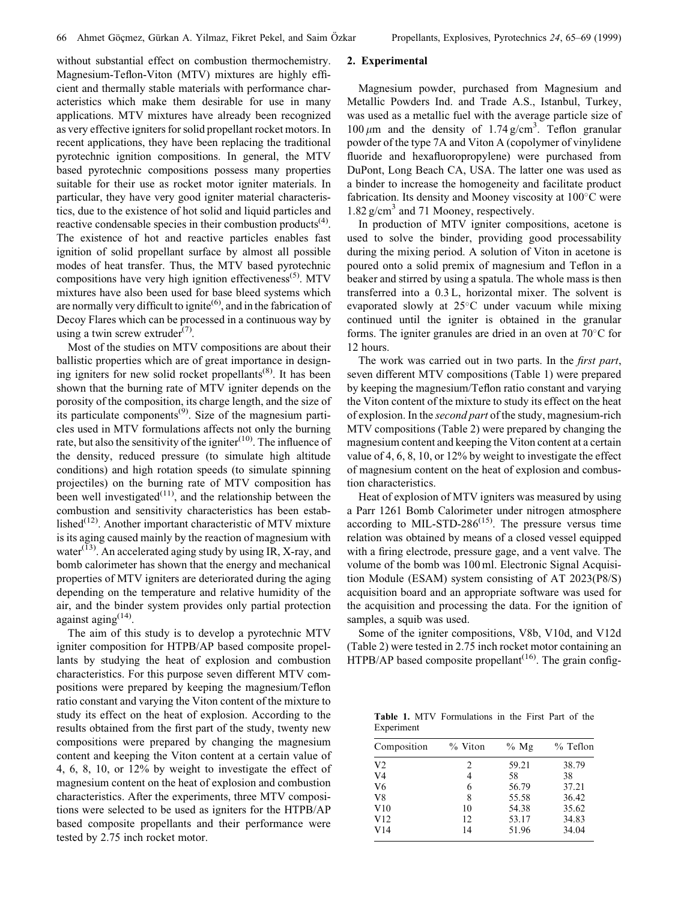without substantial effect on combustion thermochemistry. Magnesium-Teflon-Viton (MTV) mixtures are highly efficient and thermally stable materials with performance characteristics which make them desirable for use in many applications. MTV mixtures have already been recognized as very effective igniters for solid propellant rocket motors. In recent applications, they have been replacing the traditional pyrotechnic ignition compositions. In general, the MTV based pyrotechnic compositions possess many properties suitable for their use as rocket motor igniter materials. In particular, they have very good igniter material characteristics, due to the existence of hot solid and liquid particles and reactive condensable species in their combustion products[4]. The existence of hot and reactive particles enables fast ignition of solid propellant surface by almost all possible modes of heat transfer. Thus, the MTV based pyrotechnic compositions have very high ignition effectiveness[5]. MTV mixtures have also been used for base bleed systems which are normally very difficult to ignite[6], and in the fabrication of Decoy Flares which can be processed in a continuous way by using a twin screw extruder[7].

Most of the studies on MTV compositions are about their ballistic properties which are of great importance in designing igniters for new solid rocket propellants[8]. It has been shown that the burning rate of MTV igniter depends on the porosity of the composition, its charge length, and the size of its particulate components[9]. Size of the magnesium particles used in MTV formulations affects not only the burning rate, but also the sensitivity of the igniter[10]. The influence of the density, reduced pressure (to simulate high altitude conditions) and high rotation speeds (to simulate spinning projectiles) on the burning rate of MTV composition has been well investigated[11], and the relationship between the combustion and sensitivity characteristics has been established[12]. Another important characteristic of MTV mixture is its aging caused mainly by the reaction of magnesium with water[13]. An accelerated aging study by using IR, X-ray, and bomb calorimeter has shown that the energy and mechanical properties of MTV igniters are deteriorated during the aging depending on the temperature and relative humidity of the air, and the binder system provides only partial protection against aging[14].

The aim of this study is to develop a pyrotechnic MTV igniter composition for HTPB/AP based composite propellants by studying the heat of explosion and combustion characteristics. For this purpose seven different MTV compositions were prepared by keeping the magnesium/Teflon ratio constant and varying the Viton content of the mixture to study its effect on the heat of explosion. According to the results obtained from the first part of the study, twenty new compositions were prepared by changing the magnesium content and keeping the Viton content at a certain value of 4, 6, 8, 10, or 12% by weight to investigate the effect of magnesium content on the heat of explosion and combustion characteristics. After the experiments, three MTV compositions were selected to be used as igniters for the HTPB/AP based composite propellants and their performance were tested by 2.75 inch rocket motor.

## 2. Experimental

Magnesium powder, purchased from Magnesium and Metallic Powders Ind. and Trade A.S., Istanbul, Turkey, was used as a metallic fuel with the average particle size of 100 $\mu$m and the density of 1.74 g/cm$^3$. Teflon granular powder of the type 7A and Viton A (copolymer of vinylidene fluoride and hexafluoropropylene) were purchased from DuPont, Long Beach CA, USA. The latter one was used as a binder to increase the homogeneity and facilitate product fabrication. Its density and Mooney viscosity at 100°C were 1.82 g/cm$^3$ and 71 Mooney, respectively.

In production of MTV igniter compositions, acetone is used to solve the binder, providing good processability during the mixing period. A solution of Viton in acetone is poured onto a solid premix of magnesium and Teflon in a beaker and stirred by using a spatula. The whole mass is then transferred into a 0.3 L, horizontal mixer. The solvent is evaporated slowly at 25°C under vacuum while mixing continued until the igniter is obtained in the granular forms. The igniter granules are dried in an oven at 70°C for 12 hours.

The work was carried out in two parts. In the *first part*, seven different MTV compositions (Table 1) were prepared by keeping the magnesium/Teflon ratio constant and varying the Viton content of the mixture to study its effect on the heat of explosion. In the *second part* of the study, magnesium-rich MTV compositions (Table 2) were prepared by changing the magnesium content and keeping the Viton content at a certain value of 4, 6, 8, 10, or 12% by weight to investigate the effect of magnesium content on the heat of explosion and combustion characteristics.

Heat of explosion of MTV igniters was measured by using a Parr 1261 Bomb Calorimeter under nitrogen atmosphere according to MIL-STD-286[15]. The pressure versus time relation was obtained by means of a closed vessel equipped with a firing electrode, pressure gage, and a vent valve. The volume of the bomb was 100 ml. Electronic Signal Acquisition Module (ESAM) system consisting of AT 2023(P8/S) acquisition board and an appropriate software was used for the acquisition and processing the data. For the ignition of samples, a squib was used.

Some of the igniter compositions, V8b, V10d, and V12d (Table 2) were tested in 2.75 inch rocket motor containing an HTPB/AP based composite propellant[16]. The grain config-

**Table 1.** MTV Formulations in the First Part of the Experiment

| Composition | % Viton | % Mg | % Teflon |
|---|---|---|---|
| V2 | 2 | 59.21 | 38.79 |
| V4 | 4 | 58 | 38 |
| V6 | 6 | 56.79 | 37.21 |
| V8 | 8 | 55.58 | 36.42 |
| V10 | 10 | 54.38 | 35.62 |
| V12 | 12 | 53.17 | 34.83 |
| V14 | 14 | 51.96 | 34.04 |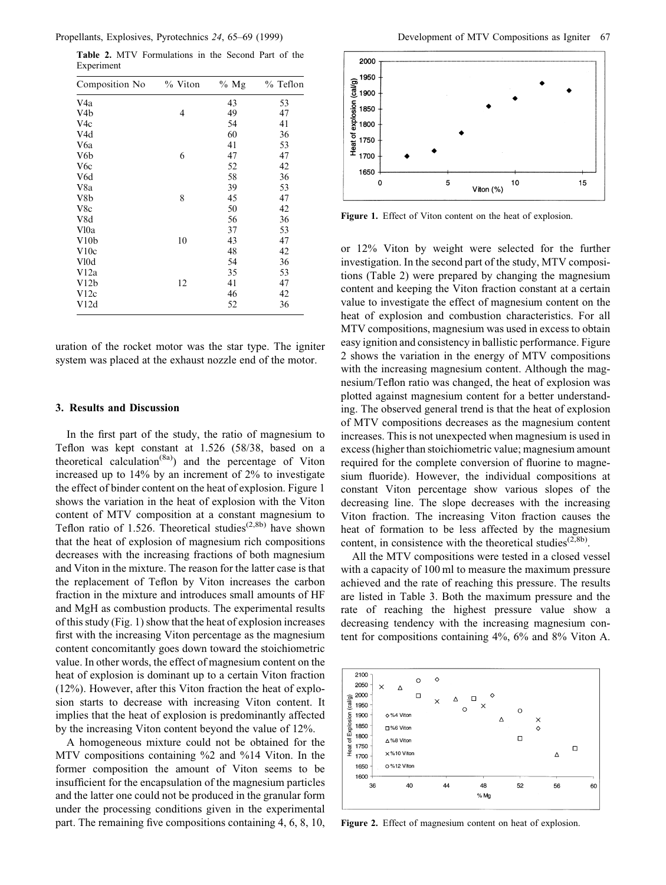**Table 2.** MTV Formulations in the Second Part of the Experiment

| Composition No | % Viton | % Mg | % Teflon |
|---|---|---|---|
| V4a | | 43 | 53 |
| V4b | 4 | 49 | 47 |
| V4c | | 54 | 41 |
| V4d | | 60 | 36 |
| V6a | | 41 | 53 |
| V6b | 6 | 47 | 47 |
| V6c | | 52 | 42 |
| V6d | | 58 | 36 |
| V8a | | 39 | 53 |
| V8b | 8 | 45 | 47 |
| V8c | | 50 | 42 |
| V8d | | 56 | 36 |
| Vl0a | | 37 | 53 |
| V10b | 10 | 43 | 47 |
| V10c | | 48 | 42 |
| Vl0d | | 54 | 36 |
| V12a | | 35 | 53 |
| V12b | 12 | 41 | 47 |
| V12c | | 46 | 42 |
| V12d | | 52 | 36 |

uration of the rocket motor was the star type. The igniter system was placed at the exhaust nozzle end of the motor.

## 3. Results and Discussion

In the first part of the study, the ratio of magnesium to Teflon was kept constant at 1.526 (58/38, based on a theoretical calculation[8a]) and the percentage of Viton increased up to 14% by an increment of 2% to investigate the effect of binder content on the heat of explosion. Figure 1 shows the variation in the heat of explosion with the Viton content of MTV composition at a constant magnesium to Teflon ratio of 1.526. Theoretical studies[2,8b] have shown that the heat of explosion of magnesium rich compositions decreases with the increasing fractions of both magnesium and Viton in the mixture. The reason for the latter case is that the replacement of Teflon by Viton increases the carbon fraction in the mixture and introduces small amounts of HF and MgH as combustion products. The experimental results of this study (Fig. 1) show that the heat of explosion increases first with the increasing Viton percentage as the magnesium content concomitantly goes down toward the stoichiometric value. In other words, the effect of magnesium content on the heat of explosion is dominant up to a certain Viton fraction (12%). However, after this Viton fraction the heat of explosion starts to decrease with increasing Viton content. It implies that the heat of explosion is predominantly affected by the increasing Viton content beyond the value of 12%.

A homogeneous mixture could not be obtained for the MTV compositions containing %2 and %14 Viton. In the former composition the amount of Viton seems to be insufficient for the encapsulation of the magnesium particles and the latter one could not be produced in the granular form under the processing conditions given in the experimental part. The remaining five compositions containing 4, 6, 8, 10, or 12% Viton by weight were selected for the further investigation. In the second part of the study, MTV compositions (Table 2) were prepared by changing the magnesium content and keeping the Viton fraction constant at a certain value to investigate the effect of magnesium content on the heat of explosion and combustion characteristics. For all MTV compositions, magnesium was used in excess to obtain easy ignition and consistency in ballistic performance. Figure 2 shows the variation in the energy of MTV compositions with the increasing magnesium content. Although the magnesium/Teflon ratio was changed, the heat of explosion was plotted against magnesium content for a better understanding. The observed general trend is that the heat of explosion of MTV compositions decreases as the magnesium content increases. This is not unexpected when magnesium is used in excess (higher than stoichiometric value; magnesium amount required for the complete conversion of fluorine to magnesium fluoride). However, the individual compositions at constant Viton percentage show various slopes of the decreasing line. The slope decreases with the increasing Viton fraction. The increasing Viton fraction causes the heat of formation to be less affected by the magnesium content, in consistence with the theoretical studies[2,8b].

All the MTV compositions were tested in a closed vessel with a capacity of 100 ml to measure the maximum pressure achieved and the rate of reaching this pressure. The results are listed in Table 3. Both the maximum pressure and the rate of reaching the highest pressure value show a decreasing tendency with the increasing magnesium content for compositions containing 4%, 6% and 8% Viton A.

**Figure 1.** Effect of Viton content on the heat of explosion.

**Figure 2.** Effect of magnesium content on heat of explosion.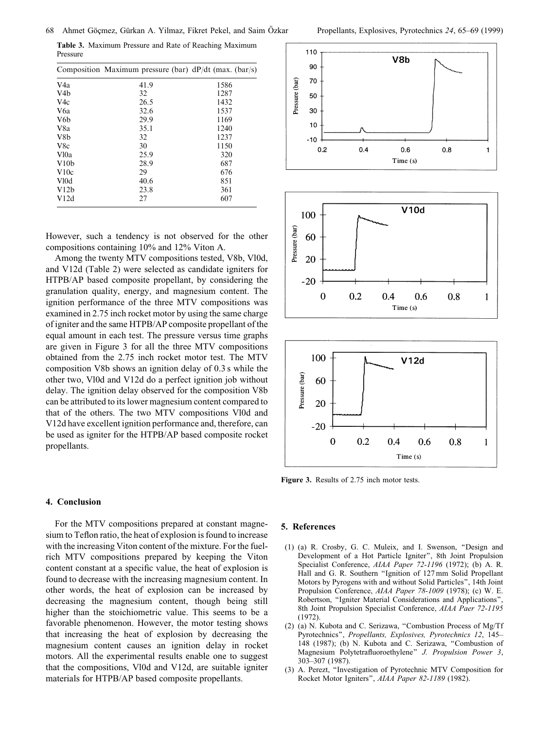**Table 3.** Maximum Pressure and Rate of Reaching Maximum Pressure

| Composition | Maximum pressure (bar) | dP/dt (max. (bar/s) |
|---|---|---|
| V4a | 41.9 | 1586 |
| V4b | 32 | 1287 |
| V4c | 26.5 | 1432 |
| V6a | 32.6 | 1537 |
| V6b | 29.9 | 1169 |
| V8a | 35.1 | 1240 |
| V8b | 32 | 1237 |
| V8c | 30 | 1150 |
| Vl0a | 25.9 | 320 |
| V10b | 28.9 | 687 |
| V10c | 29 | 676 |
| Vl0d | 40.6 | 851 |
| V12b | 23.8 | 361 |
| V12d | 27 | 607 |

However, such a tendency is not observed for the other compositions containing 10% and 12% Viton A.

Among the twenty MTV compositions tested, V8b, Vl0d, and V12d (Table 2) were selected as candidate igniters for HTPB/AP based composite propellant, by considering the granulation quality, energy, and magnesium content. The ignition performance of the three MTV compositions was examined in 2.75 inch rocket motor by using the same charge of igniter and the same HTPB/AP composite propellant of the equal amount in each test. The pressure versus time graphs are given in Figure 3 for all the three MTV compositions obtained from the 2.75 inch rocket motor test. The MTV composition V8b shows an ignition delay of 0.3 s while the other two, Vl0d and V12d do a perfect ignition job without delay. The ignition delay observed for the composition V8b can be attributed to its lower magnesium content compared to that of the others. The two MTV compositions Vl0d and V12d have excellent ignition performance and, therefore, can be used as igniter for the HTPB/AP based composite rocket propellants.

**Figure 3.** Results of 2.75 inch motor tests.

## 4. Conclusion

For the MTV compositions prepared at constant magnesium to Teflon ratio, the heat of explosion is found to increase with the increasing Viton content of the mixture. For the fuel-rich MTV compositions prepared by keeping the Viton content constant at a specific value, the heat of explosion is found to decrease with the increasing magnesium content. In other words, the heat of explosion can be increased by decreasing the magnesium content, though being still higher than the stoichiometric value. This seems to be a favorable phenomenon. However, the motor testing shows that increasing the heat of explosion by decreasing the magnesium content causes an ignition delay in rocket motors. All the experimental results enable one to suggest that the compositions, Vl0d and V12d, are suitable igniter materials for HTPB/AP based composite propellants.

## 5. References

(1) (a) R. Crosby, G. C. Muleix, and I. Swenson, "Design and Development of a Hot Particle Igniter", 8th Joint Propulsion Specialist Conference, *AIAA Paper 72-1196* (1972); (b) A. R. Hall and G. R. Southern "Ignition of 127 mm Solid Propellant Motors by Pyrogens with and without Solid Particles", 14th Joint Propulsion Conference, *AIAA Paper 78-1009* (1978); (c) W. E. Robertson, "Igniter Material Considerations and Applications", 8th Joint Propulsion Specialist Conference, *AIAA Paer 72-1195* (1972).

(2) (a) N. Kubota and C. Serizawa, "Combustion Process of Mg/Tf Pyrotechnics", *Propellants, Explosives, Pyrotechnics 12*, 145–148 (1987); (b) N. Kubota and C. Serizawa, "Combustion of Magnesium Polytetrafluoroethylene" *J. Propulsion Power 3*, 303–307 (1987).

(3) A. Perezt, "Investigation of Pyrotechnic MTV Composition for Rocket Motor Igniters", *AIAA Paper 82-1189* (1982).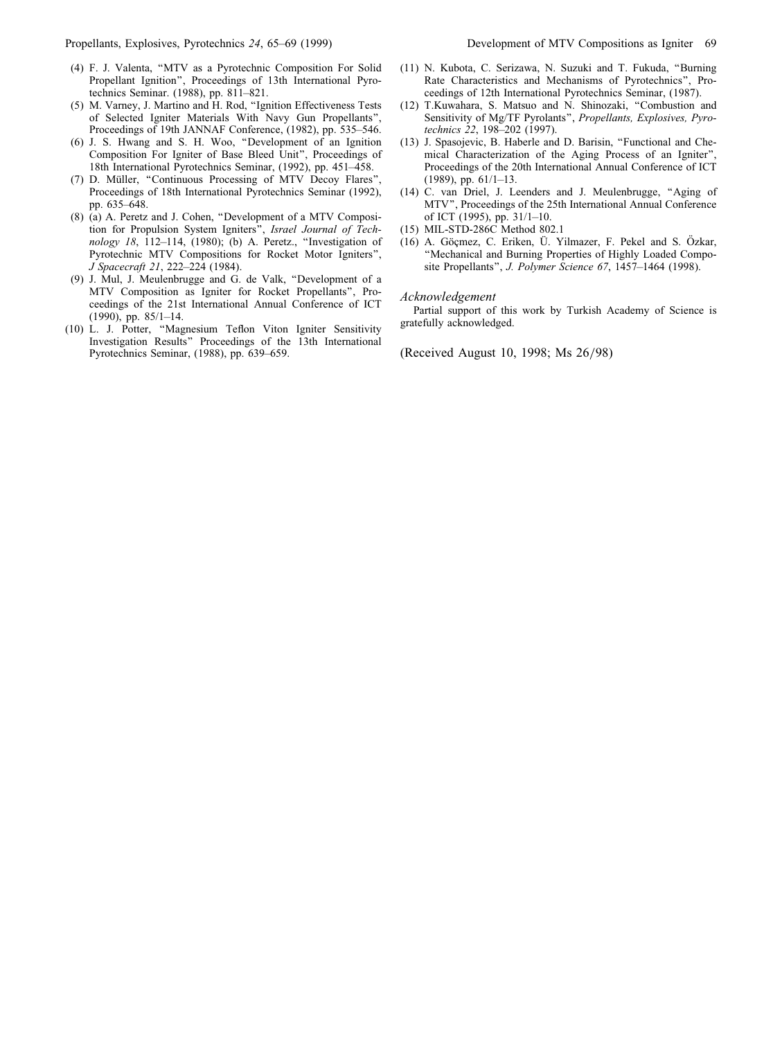(4) F. J. Valenta, "MTV as a Pyrotechnic Composition For Solid Propellant Ignition", Proceedings of 13th International Pyrotechnics Seminar. (1988), pp. 811–821.

(5) M. Varney, J. Martino and H. Rod, "Ignition Effectiveness Tests of Selected Igniter Materials With Navy Gun Propellants", Proceedings of 19th JANNAF Conference, (1982), pp. 535–546.

(6) J. S. Hwang and S. H. Woo, "Development of an Ignition Composition For Igniter of Base Bleed Unit", Proceedings of 18th International Pyrotechnics Seminar, (1992), pp. 451–458.

(7) D. Müller, "Continuous Processing of MTV Decoy Flares", Proceedings of 18th International Pyrotechnics Seminar (1992), pp. 635–648.

(8) (a) A. Peretz and J. Cohen, "Development of a MTV Composition for Propulsion System Igniters", *Israel Journal of Technology 18*, 112–114, (1980); (b) A. Peretz., "Investigation of Pyrotechnic MTV Compositions for Rocket Motor Igniters", *J Spacecraft 21*, 222–224 (1984).

(9) J. Mul, J. Meulenbrugge and G. de Valk, "Development of a MTV Composition as Igniter for Rocket Propellants", Proceedings of the 21st International Annual Conference of ICT (1990), pp. 85/1–14.

(10) L. J. Potter, "Magnesium Teflon Viton Igniter Sensitivity Investigation Results" Proceedings of the 13th International Pyrotechnics Seminar, (1988), pp. 639–659.

(11) N. Kubota, C. Serizawa, N. Suzuki and T. Fukuda, "Burning Rate Characteristics and Mechanisms of Pyrotechnics", Proceedings of 12th International Pyrotechnics Seminar, (1987).

(12) T.Kuwahara, S. Matsuo and N. Shinozaki, "Combustion and Sensitivity of Mg/TF Pyrolants", *Propellants, Explosives, Pyrotechnics 22*, 198–202 (1997).

(13) J. Spasojevic, B. Haberle and D. Barisin, "Functional and Chemical Characterization of the Aging Process of an Igniter", Proceedings of the 20th International Annual Conference of ICT (1989), pp. 61/1–13.

(14) C. van Driel, J. Leenders and J. Meulenbrugge, "Aging of MTV", Proceedings of the 25th International Annual Conference of ICT (1995), pp. 31/1–10.

(15) MIL-STD-286C Method 802.1

(16) A. Göçmez, C. Eriken, Ü. Yilmazer, F. Pekel and S. Özkar, "Mechanical and Burning Properties of Highly Loaded Composite Propellants", *J. Polymer Science 67*, 1457–1464 (1998).

### *Acknowledgement*

Partial support of this work by Turkish Academy of Science is gratefully acknowledged.

(Received August 10, 1998; Ms 26/98)